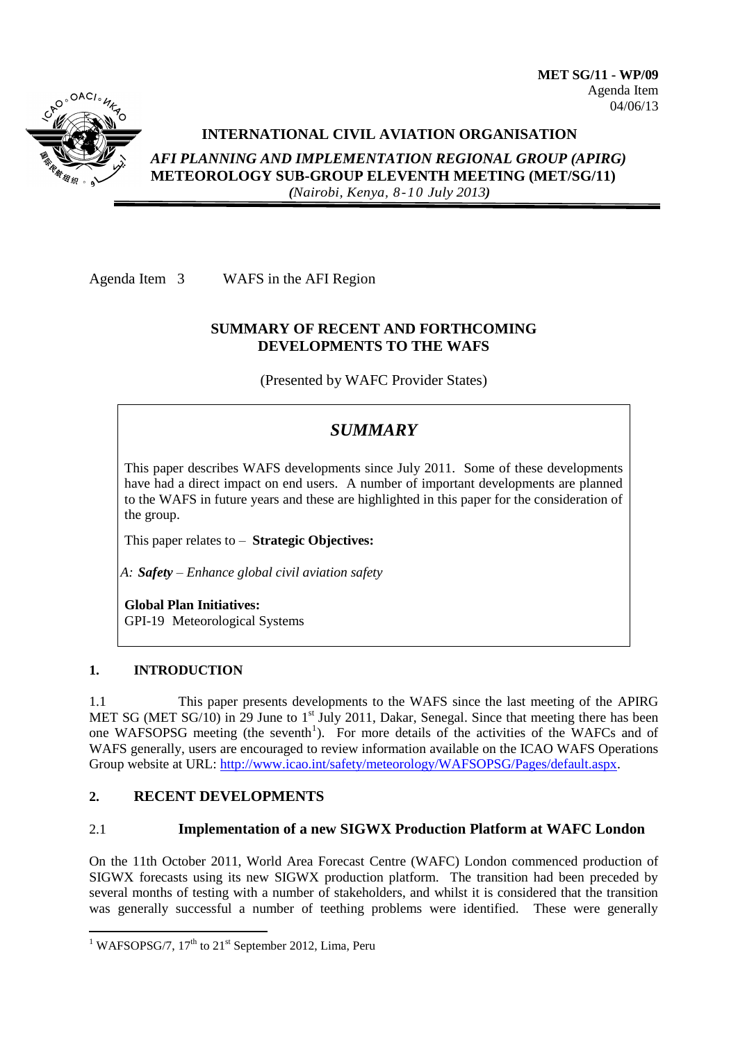**MET SG/11 - WP/09**
Agenda Item
04/06/13

# INTERNATIONAL CIVIL AVIATION ORGANISATION

*AFI PLANNING AND IMPLEMENTATION REGIONAL GROUP (APIRG)*
**METEOROLOGY SUB-GROUP ELEVENTH MEETING (MET/SG/11)**
*(Nairobi, Kenya, 8-10 July 2013)*

Agenda Item 3 WAFS in the AFI Region

## SUMMARY OF RECENT AND FORTHCOMING DEVELOPMENTS TO THE WAFS

(Presented by WAFC Provider States)

### *SUMMARY*

This paper describes WAFS developments since July 2011. Some of these developments have had a direct impact on end users. A number of important developments are planned to the WAFS in future years and these are highlighted in this paper for the consideration of the group.

This paper relates to – **Strategic Objectives:**

*A: **Safety** – Enhance global civil aviation safety*

**Global Plan Initiatives:**
GPI-19 Meteorological Systems

## 1. INTRODUCTION

1.1 This paper presents developments to the WAFS since the last meeting of the APIRG MET SG (MET SG/10) in 29 June to 1st July 2011, Dakar, Senegal. Since that meeting there has been one WAFSOPSG meeting (the seventh[1]). For more details of the activities of the WAFCs and of WAFS generally, users are encouraged to review information available on the ICAO WAFS Operations Group website at URL: http://www.icao.int/safety/meteorology/WAFSOPSG/Pages/default.aspx.

## 2. RECENT DEVELOPMENTS

### 2.1 Implementation of a new SIGWX Production Platform at WAFC London

On the 11th October 2011, World Area Forecast Centre (WAFC) London commenced production of SIGWX forecasts using its new SIGWX production platform. The transition had been preceded by several months of testing with a number of stakeholders, and whilst it is considered that the transition was generally successful a number of teething problems were identified. These were generally

[1] WAFSOPSG/7, 17th to 21st September 2012, Lima, Peru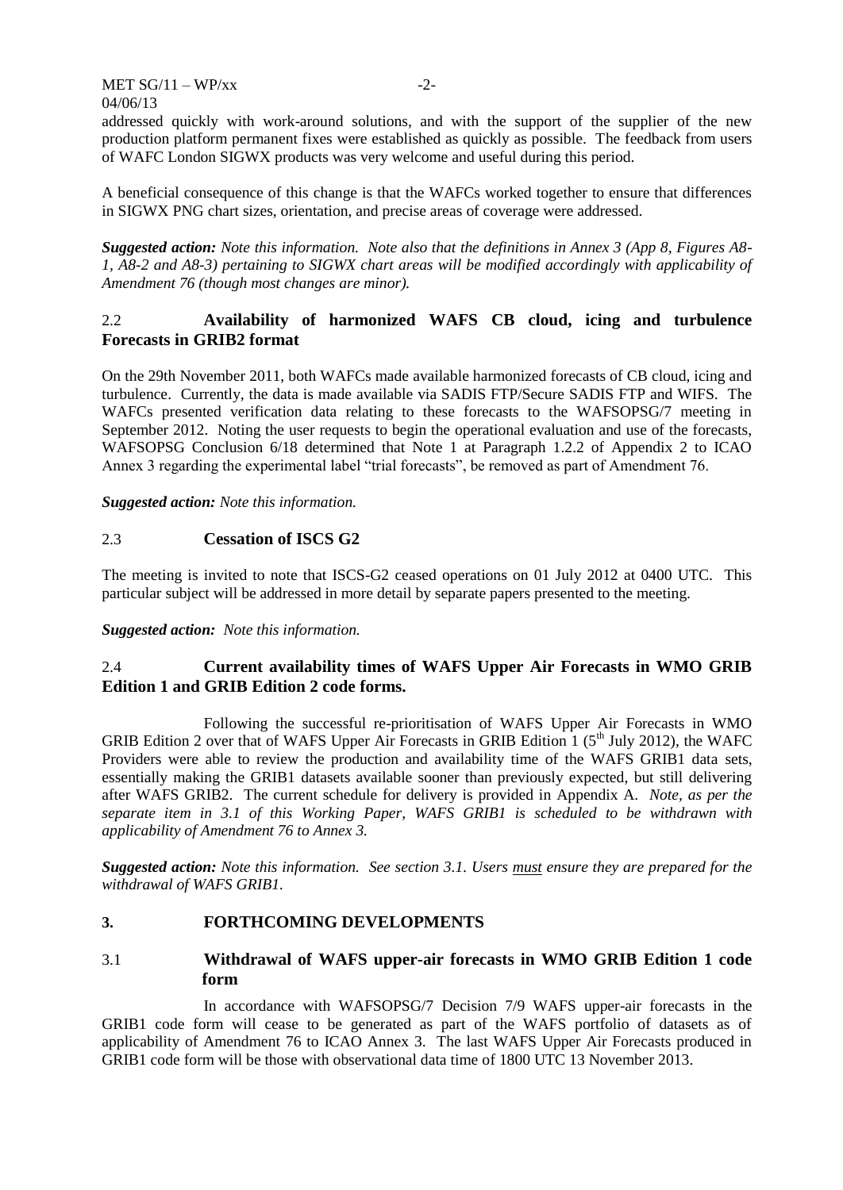addressed quickly with work-around solutions, and with the support of the supplier of the new production platform permanent fixes were established as quickly as possible. The feedback from users of WAFC London SIGWX products was very welcome and useful during this period.

A beneficial consequence of this change is that the WAFCs worked together to ensure that differences in SIGWX PNG chart sizes, orientation, and precise areas of coverage were addressed.

***Suggested action:*** *Note this information. Note also that the definitions in Annex 3 (App 8, Figures A8-1, A8-2 and A8-3) pertaining to SIGWX chart areas will be modified accordingly with applicability of Amendment 76 (though most changes are minor).*

### 2.2 Availability of harmonized WAFS CB cloud, icing and turbulence Forecasts in GRIB2 format

On the 29th November 2011, both WAFCs made available harmonized forecasts of CB cloud, icing and turbulence. Currently, the data is made available via SADIS FTP/Secure SADIS FTP and WIFS. The WAFCs presented verification data relating to these forecasts to the WAFSOPSG/7 meeting in September 2012. Noting the user requests to begin the operational evaluation and use of the forecasts, WAFSOPSG Conclusion 6/18 determined that Note 1 at Paragraph 1.2.2 of Appendix 2 to ICAO Annex 3 regarding the experimental label "trial forecasts", be removed as part of Amendment 76.

***Suggested action:*** *Note this information.*

### 2.3 Cessation of ISCS G2

The meeting is invited to note that ISCS-G2 ceased operations on 01 July 2012 at 0400 UTC. This particular subject will be addressed in more detail by separate papers presented to the meeting.

***Suggested action:*** *Note this information.*

### 2.4 Current availability times of WAFS Upper Air Forecasts in WMO GRIB Edition 1 and GRIB Edition 2 code forms.

Following the successful re-prioritisation of WAFS Upper Air Forecasts in WMO GRIB Edition 2 over that of WAFS Upper Air Forecasts in GRIB Edition 1 (5th July 2012), the WAFC Providers were able to review the production and availability time of the WAFS GRIB1 data sets, essentially making the GRIB1 datasets available sooner than previously expected, but still delivering after WAFS GRIB2. The current schedule for delivery is provided in Appendix A. *Note, as per the separate item in 3.1 of this Working Paper, WAFS GRIB1 is scheduled to be withdrawn with applicability of Amendment 76 to Annex 3.*

***Suggested action:*** *Note this information. See section 3.1. Users <u>must</u> ensure they are prepared for the withdrawal of WAFS GRIB1.*

## 3. FORTHCOMING DEVELOPMENTS

### 3.1 Withdrawal of WAFS upper-air forecasts in WMO GRIB Edition 1 code form

In accordance with WAFSOPSG/7 Decision 7/9 WAFS upper-air forecasts in the GRIB1 code form will cease to be generated as part of the WAFS portfolio of datasets as of applicability of Amendment 76 to ICAO Annex 3. The last WAFS Upper Air Forecasts produced in GRIB1 code form will be those with observational data time of 1800 UTC 13 November 2013.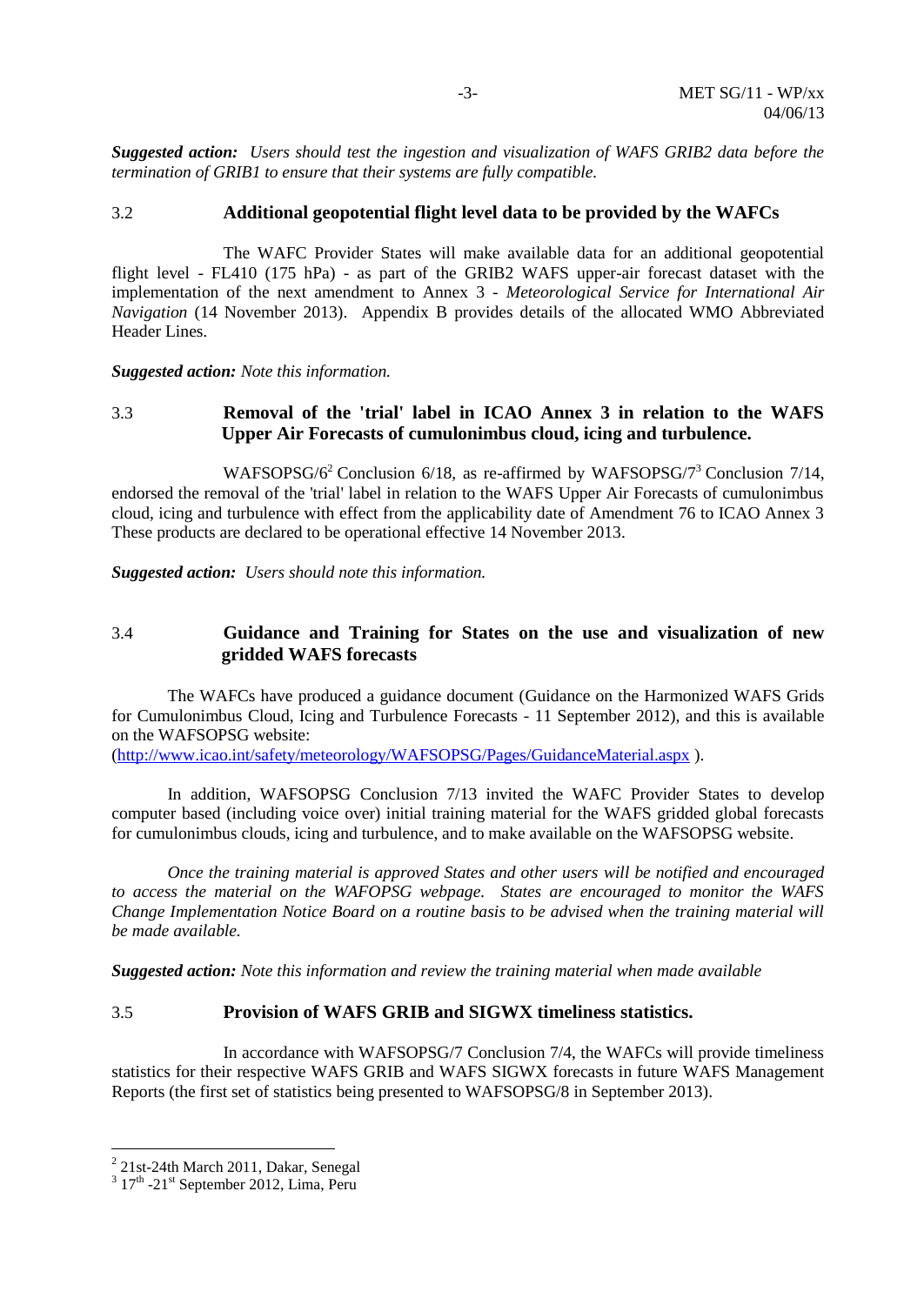***Suggested action:*** *Users should test the ingestion and visualization of WAFS GRIB2 data before the termination of GRIB1 to ensure that their systems are fully compatible.*

### 3.2 Additional geopotential flight level data to be provided by the WAFCs

The WAFC Provider States will make available data for an additional geopotential flight level - FL410 (175 hPa) - as part of the GRIB2 WAFS upper-air forecast dataset with the implementation of the next amendment to Annex 3 - *Meteorological Service for International Air Navigation* (14 November 2013). Appendix B provides details of the allocated WMO Abbreviated Header Lines.

***Suggested action:*** *Note this information.*

### 3.3 Removal of the 'trial' label in ICAO Annex 3 in relation to the WAFS Upper Air Forecasts of cumulonimbus cloud, icing and turbulence.

WAFSOPSG/6[2] Conclusion 6/18, as re-affirmed by WAFSOPSG/7[3] Conclusion 7/14, endorsed the removal of the 'trial' label in relation to the WAFS Upper Air Forecasts of cumulonimbus cloud, icing and turbulence with effect from the applicability date of Amendment 76 to ICAO Annex 3 These products are declared to be operational effective 14 November 2013.

***Suggested action:*** *Users should note this information.*

### 3.4 Guidance and Training for States on the use and visualization of new gridded WAFS forecasts

The WAFCs have produced a guidance document (Guidance on the Harmonized WAFS Grids for Cumulonimbus Cloud, Icing and Turbulence Forecasts - 11 September 2012), and this is available on the WAFSOPSG website:
(http://www.icao.int/safety/meteorology/WAFSOPSG/Pages/GuidanceMaterial.aspx ).

In addition, WAFSOPSG Conclusion 7/13 invited the WAFC Provider States to develop computer based (including voice over) initial training material for the WAFS gridded global forecasts for cumulonimbus clouds, icing and turbulence, and to make available on the WAFSOPSG website.

*Once the training material is approved States and other users will be notified and encouraged to access the material on the WAFOPSG webpage. States are encouraged to monitor the WAFS Change Implementation Notice Board on a routine basis to be advised when the training material will be made available.*

***Suggested action:*** *Note this information and review the training material when made available*

### 3.5 Provision of WAFS GRIB and SIGWX timeliness statistics.

In accordance with WAFSOPSG/7 Conclusion 7/4, the WAFCs will provide timeliness statistics for their respective WAFS GRIB and WAFS SIGWX forecasts in future WAFS Management Reports (the first set of statistics being presented to WAFSOPSG/8 in September 2013).

---

[2] 21st-24th March 2011, Dakar, Senegal

[3] 17th -21st September 2012, Lima, Peru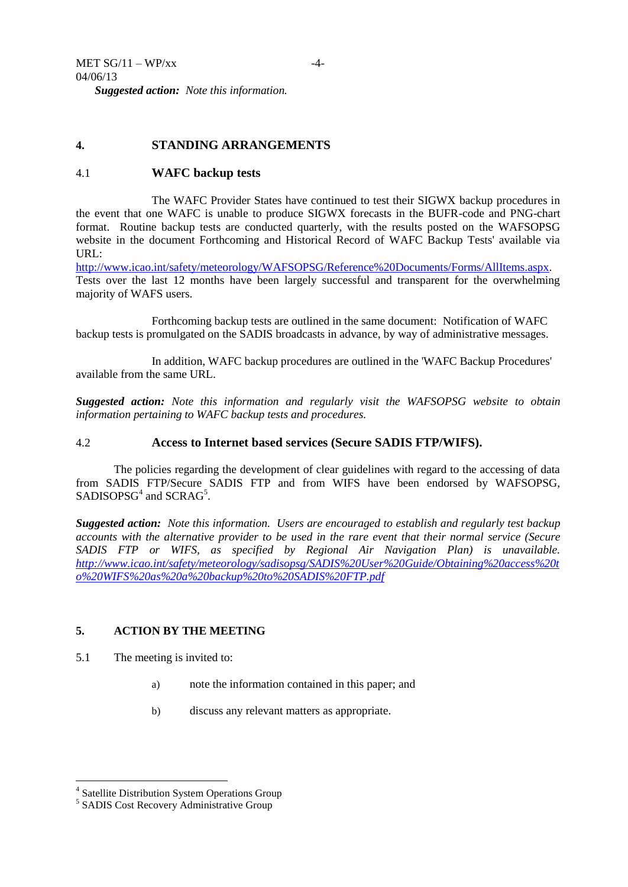*Suggested action: Note this information.*

## 4. STANDING ARRANGEMENTS

### 4.1 WAFC backup tests

The WAFC Provider States have continued to test their SIGWX backup procedures in the event that one WAFC is unable to produce SIGWX forecasts in the BUFR-code and PNG-chart format. Routine backup tests are conducted quarterly, with the results posted on the WAFSOPSG website in the document Forthcoming and Historical Record of WAFC Backup Tests' available via URL:
http://www.icao.int/safety/meteorology/WAFSOPSG/Reference%20Documents/Forms/AllItems.aspx. Tests over the last 12 months have been largely successful and transparent for the overwhelming majority of WAFS users.

Forthcoming backup tests are outlined in the same document: Notification of WAFC backup tests is promulgated on the SADIS broadcasts in advance, by way of administrative messages.

In addition, WAFC backup procedures are outlined in the 'WAFC Backup Procedures' available from the same URL.

***Suggested action:*** *Note this information and regularly visit the WAFSOPSG website to obtain information pertaining to WAFC backup tests and procedures.*

### 4.2 Access to Internet based services (Secure SADIS FTP/WIFS).

The policies regarding the development of clear guidelines with regard to the accessing of data from SADIS FTP/Secure SADIS FTP and from WIFS have been endorsed by WAFSOPSG, SADISOPSG[4] and SCRAG[5].

***Suggested action:*** *Note this information. Users are encouraged to establish and regularly test backup accounts with the alternative provider to be used in the rare event that their normal service (Secure SADIS FTP or WIFS, as specified by Regional Air Navigation Plan) is unavailable. http://www.icao.int/safety/meteorology/sadisopsg/SADIS%20User%20Guide/Obtaining%20access%20to%20WIFS%20as%20a%20backup%20to%20SADIS%20FTP.pdf*

## 5. ACTION BY THE MEETING

5.1 The meeting is invited to:

a) note the information contained in this paper; and

b) discuss any relevant matters as appropriate.

---

[4] Satellite Distribution System Operations Group
[5] SADIS Cost Recovery Administrative Group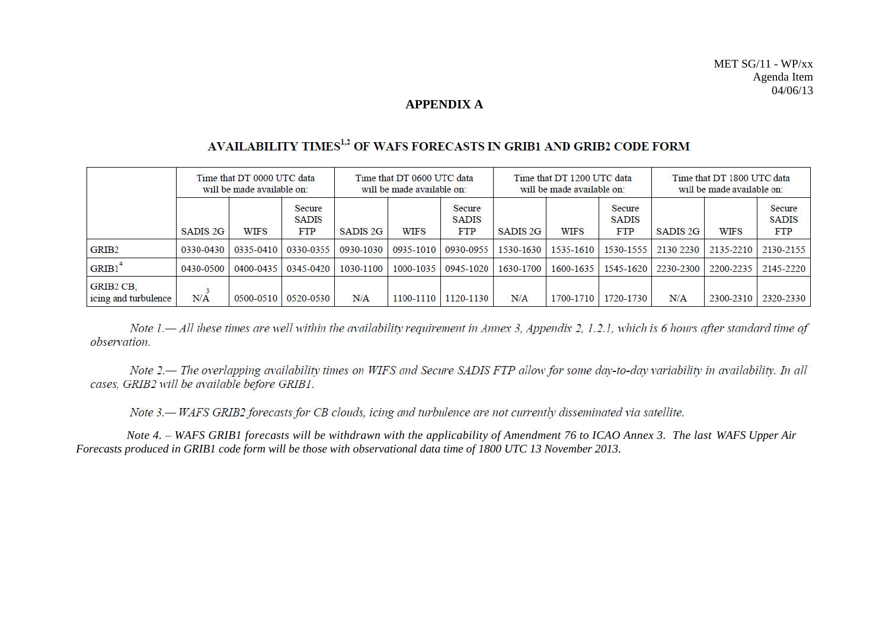MET SG/11 - WP/xx
Agenda Item
04/06/13

# APPENDIX A

## AVAILABILITY TIMES[1,2] OF WAFS FORECASTS IN GRIB1 AND GRIB2 CODE FORM

| | Time that DT 0000 UTC data will be made available on: | | | Time that DT 0600 UTC data will be made available on: | | | Time that DT 1200 UTC data will be made available on: | | | Time that DT 1800 UTC data will be made available on: | | |
|---|---|---|---|---|---|---|---|---|---|---|---|---|
| | SADIS 2G | WIFS | Secure SADIS FTP | SADIS 2G | WIFS | Secure SADIS FTP | SADIS 2G | WIFS | Secure SADIS FTP | SADIS 2G | WIFS | Secure SADIS FTP |
| GRIB2 | 0330-0430 | 0335-0410 | 0330-0355 | 0930-1030 | 0935-1010 | 0930-0955 | 1530-1630 | 1535-1610 | 1530-1555 | 2130 2230 | 2135-2210 | 2130-2155 |
| GRIB1[4] | 0430-0500 | 0400-0435 | 0345-0420 | 1030-1100 | 1000-1035 | 0945-1020 | 1630-1700 | 1600-1635 | 1545-1620 | 2230-2300 | 2200-2235 | 2145-2220 |
| GRIB2 CB, icing and turbulence | N/A[3] | 0500-0510 | 0520-0530 | N/A | 1100-1110 | 1120-1130 | N/A | 1700-1710 | 1720-1730 | N/A | 2300-2310 | 2320-2330 |

*Note 1.— All these times are well within the availability requirement in Annex 3, Appendix 2, 1.2.1, which is 6 hours after standard time of observation.*

*Note 2.— The overlapping availability times on WIFS and Secure SADIS FTP allow for some day-to-day variability in availability. In all cases, GRIB2 will be available before GRIB1.*

*Note 3.— WAFS GRIB2 forecasts for CB clouds, icing and turbulence are not currently disseminated via satellite.*

*Note 4. – WAFS GRIB1 forecasts will be withdrawn with the applicability of Amendment 76 to ICAO Annex 3. The last WAFS Upper Air Forecasts produced in GRIB1 code form will be those with observational data time of 1800 UTC 13 November 2013.*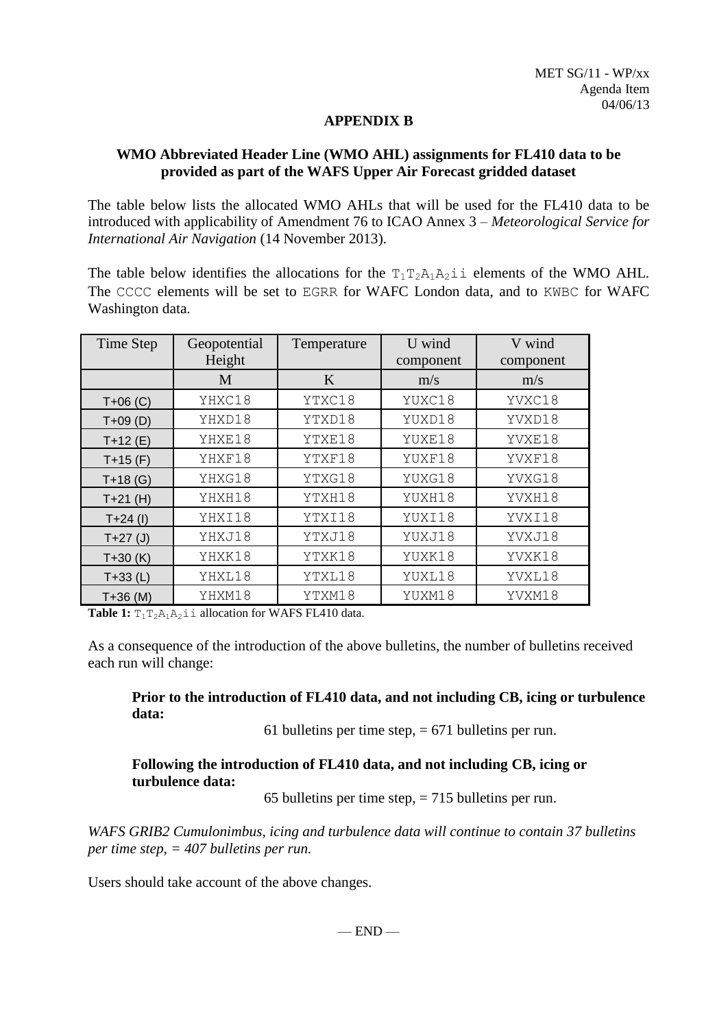MET SG/11 - WP/xx
Agenda Item
04/06/13

**APPENDIX B**

**WMO Abbreviated Header Line (WMO AHL) assignments for FL410 data to be provided as part of the WAFS Upper Air Forecast gridded dataset**

The table below lists the allocated WMO AHLs that will be used for the FL410 data to be introduced with applicability of Amendment 76 to ICAO Annex 3 – *Meteorological Service for International Air Navigation* (14 November 2013).

The table below identifies the allocations for the $T_1T_2A_1A_2ii$ elements of the WMO AHL. The CCCC elements will be set to EGRR for WAFC London data, and to KWBC for WAFC Washington data.

| Time Step | Geopotential Height | Temperature | U wind component | V wind component |
|---|---|---|---|---|
| | M | K | m/s | m/s |
| T+06 (C) | YHXC18 | YTXC18 | YUXC18 | YVXC18 |
| T+09 (D) | YHXD18 | YTXD18 | YUXD18 | YVXD18 |
| T+12 (E) | YHXE18 | YTXE18 | YUXE18 | YVXE18 |
| T+15 (F) | YHXF18 | YTXF18 | YUXF18 | YVXF18 |
| T+18 (G) | YHXG18 | YTXG18 | YUXG18 | YVXG18 |
| T+21 (H) | YHXH18 | YTXH18 | YUXH18 | YVXH18 |
| T+24 (I) | YHXI18 | YTXI18 | YUXI18 | YVXI18 |
| T+27 (J) | YHXJ18 | YTXJ18 | YUXJ18 | YVXJ18 |
| T+30 (K) | YHXK18 | YTXK18 | YUXK18 | YVXK18 |
| T+33 (L) | YHXL18 | YTXL18 | YUXL18 | YVXL18 |
| T+36 (M) | YHXM18 | YTXM18 | YUXM18 | YVXM18 |

**Table 1:** $T_1T_2A_1A_2ii$ allocation for WAFS FL410 data.

As a consequence of the introduction of the above bulletins, the number of bulletins received each run will change:

**Prior to the introduction of FL410 data, and not including CB, icing or turbulence data:**

61 bulletins per time step, = 671 bulletins per run.

**Following the introduction of FL410 data, and not including CB, icing or turbulence data:**

65 bulletins per time step, = 715 bulletins per run.

*WAFS GRIB2 Cumulonimbus, icing and turbulence data will continue to contain 37 bulletins per time step, = 407 bulletins per run.*

Users should take account of the above changes.

— END —